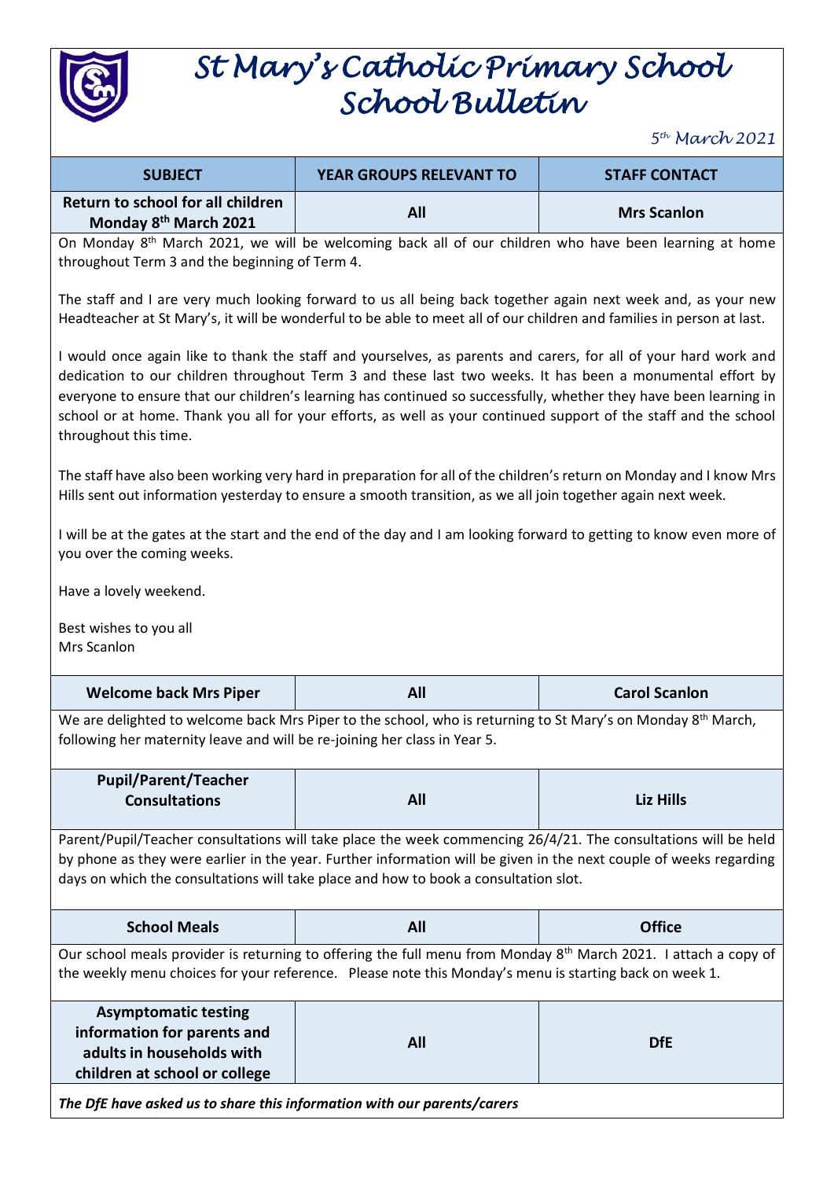# St Mary's Catholic Primary School
## School Bulletin

*5th March 2021*

| SUBJECT | YEAR GROUPS RELEVANT TO | STAFF CONTACT |
|---|---|---|
| **Return to school for all children Monday 8th March 2021** | **All** | **Mrs Scanlon** |

On Monday 8th March 2021, we will be welcoming back all of our children who have been learning at home throughout Term 3 and the beginning of Term 4.

The staff and I are very much looking forward to us all being back together again next week and, as your new Headteacher at St Mary's, it will be wonderful to be able to meet all of our children and families in person at last.

I would once again like to thank the staff and yourselves, as parents and carers, for all of your hard work and dedication to our children throughout Term 3 and these last two weeks. It has been a monumental effort by everyone to ensure that our children's learning has continued so successfully, whether they have been learning in school or at home. Thank you all for your efforts, as well as your continued support of the staff and the school throughout this time.

The staff have also been working very hard in preparation for all of the children's return on Monday and I know Mrs Hills sent out information yesterday to ensure a smooth transition, as we all join together again next week.

I will be at the gates at the start and the end of the day and I am looking forward to getting to know even more of you over the coming weeks.

Have a lovely weekend.

Best wishes to you all
Mrs Scanlon

| **Welcome back Mrs Piper** | **All** | **Carol Scanlon** |
|---|---|---|

We are delighted to welcome back Mrs Piper to the school, who is returning to St Mary's on Monday 8th March, following her maternity leave and will be re-joining her class in Year 5.

| **Pupil/Parent/Teacher Consultations** | **All** | **Liz Hills** |
|---|---|---|

Parent/Pupil/Teacher consultations will take place the week commencing 26/4/21. The consultations will be held by phone as they were earlier in the year. Further information will be given in the next couple of weeks regarding days on which the consultations will take place and how to book a consultation slot.

| **School Meals** | **All** | **Office** |
|---|---|---|

Our school meals provider is returning to offering the full menu from Monday 8th March 2021. I attach a copy of the weekly menu choices for your reference. Please note this Monday's menu is starting back on week 1.

| **Asymptomatic testing information for parents and adults in households with children at school or college** | **All** | **DfE** |
|---|---|---|

***The DfE have asked us to share this information with our parents/carers***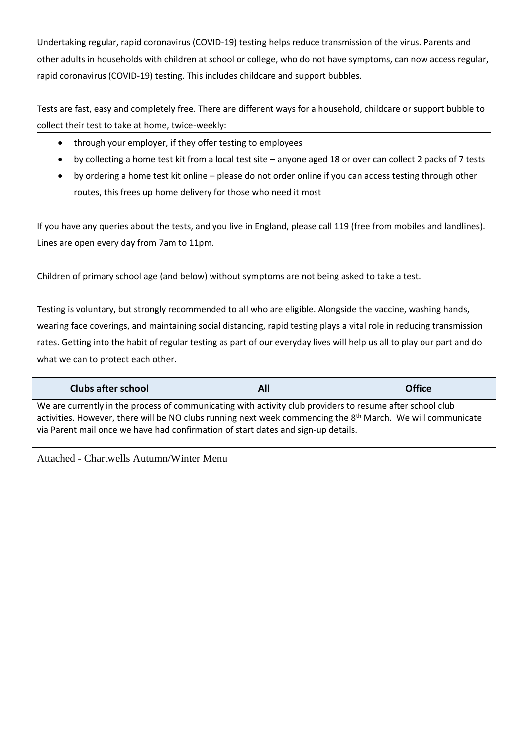Undertaking regular, rapid coronavirus (COVID-19) testing helps reduce transmission of the virus. Parents and other adults in households with children at school or college, who do not have symptoms, can now access regular, rapid coronavirus (COVID-19) testing. This includes childcare and support bubbles.

Tests are fast, easy and completely free. There are different ways for a household, childcare or support bubble to collect their test to take at home, twice-weekly:

- through your employer, if they offer testing to employees
- by collecting a home test kit from a local test site – anyone aged 18 or over can collect 2 packs of 7 tests
- by ordering a home test kit online – please do not order online if you can access testing through other routes, this frees up home delivery for those who need it most

If you have any queries about the tests, and you live in England, please call 119 (free from mobiles and landlines). Lines are open every day from 7am to 11pm.

Children of primary school age (and below) without symptoms are not being asked to take a test.

Testing is voluntary, but strongly recommended to all who are eligible. Alongside the vaccine, washing hands, wearing face coverings, and maintaining social distancing, rapid testing plays a vital role in reducing transmission rates. Getting into the habit of regular testing as part of our everyday lives will help us all to play our part and do what we can to protect each other.

| Clubs after school | All | Office |
|---|---|---|

We are currently in the process of communicating with activity club providers to resume after school club activities. However, there will be NO clubs running next week commencing the 8th March. We will communicate via Parent mail once we have had confirmation of start dates and sign-up details.

Attached - Chartwells Autumn/Winter Menu